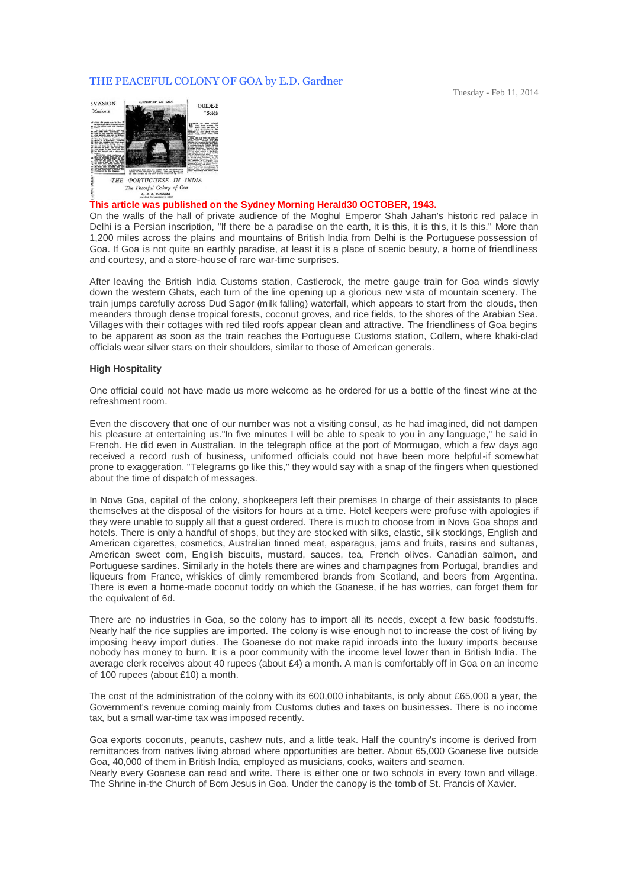# THE PEACEFUL COLONY OF GOA by E.D. Gardner

Tuesday - Feb 11, 2014

**This article was published on the Sydney Morning Herald30 OCTOBER, 1943.**

On the walls of the hall of private audience of the Moghul Emperor Shah Jahan's historic red palace in Delhi is a Persian inscription, "If there be a paradise on the earth, it is this, it is this, it Is this." More than 1,200 miles across the plains and mountains of British India from Delhi is the Portuguese possession of Goa. If Goa is not quite an earthly paradise, at least it is a place of scenic beauty, a home of friendliness and courtesy, and a store-house of rare war-time surprises.

After leaving the British India Customs station, Castlerock, the metre gauge train for Goa winds slowly down the western Ghats, each turn of the line opening up a glorious new vista of mountain scenery. The train jumps carefully across Dud Sagor (milk falling) waterfall, which appears to start from the clouds, then meanders through dense tropical forests, coconut groves, and rice fields, to the shores of the Arabian Sea. Villages with their cottages with red tiled roofs appear clean and attractive. The friendliness of Goa begins to be apparent as soon as the train reaches the Portuguese Customs station, Collem, where khaki-clad officials wear silver stars on their shoulders, similar to those of American generals.

**High Hospitality**

One official could not have made us more welcome as he ordered for us a bottle of the finest wine at the refreshment room.

Even the discovery that one of our number was not a visiting consul, as he had imagined, did not dampen his pleasure at entertaining us."In five minutes I will be able to speak to you in any language," he said in French. He did even in Australian. In the telegraph office at the port of Mormugao, which a few days ago received a record rush of business, uniformed officials could not have been more helpful-if somewhat prone to exaggeration. "Telegrams go like this," they would say with a snap of the fingers when questioned about the time of dispatch of messages.

In Nova Goa, capital of the colony, shopkeepers left their premises In charge of their assistants to place themselves at the disposal of the visitors for hours at a time. Hotel keepers were profuse with apologies if they were unable to supply all that a guest ordered. There is much to choose from in Nova Goa shops and hotels. There is only a handful of shops, but they are stocked with silks, elastic, silk stockings, English and American cigarettes, cosmetics, Australian tinned meat, asparagus, jams and fruits, raisins and sultanas, American sweet corn, English biscuits, mustard, sauces, tea, French olives. Canadian salmon, and Portuguese sardines. Similarly in the hotels there are wines and champagnes from Portugal, brandies and liqueurs from France, whiskies of dimly remembered brands from Scotland, and beers from Argentina. There is even a home-made coconut toddy on which the Goanese, if he has worries, can forget them for the equivalent of 6d.

There are no industries in Goa, so the colony has to import all its needs, except a few basic foodstuffs. Nearly half the rice supplies are imported. The colony is wise enough not to increase the cost of living by imposing heavy import duties. The Goanese do not make rapid inroads into the luxury imports because nobody has money to burn. It is a poor community with the income level lower than in British India. The average clerk receives about 40 rupees (about £4) a month. A man is comfortably off in Goa on an income of 100 rupees (about £10) a month.

The cost of the administration of the colony with its 600,000 inhabitants, is only about £65,000 a year, the Government's revenue coming mainly from Customs duties and taxes on businesses. There is no income tax, but a small war-time tax was imposed recently.

Goa exports coconuts, peanuts, cashew nuts, and a little teak. Half the country's income is derived from remittances from natives living abroad where opportunities are better. About 65,000 Goanese live outside Goa, 40,000 of them in British India, employed as musicians, cooks, waiters and seamen.
Nearly every Goanese can read and write. There is either one or two schools in every town and village. The Shrine in-the Church of Bom Jesus in Goa. Under the canopy is the tomb of St. Francis of Xavier.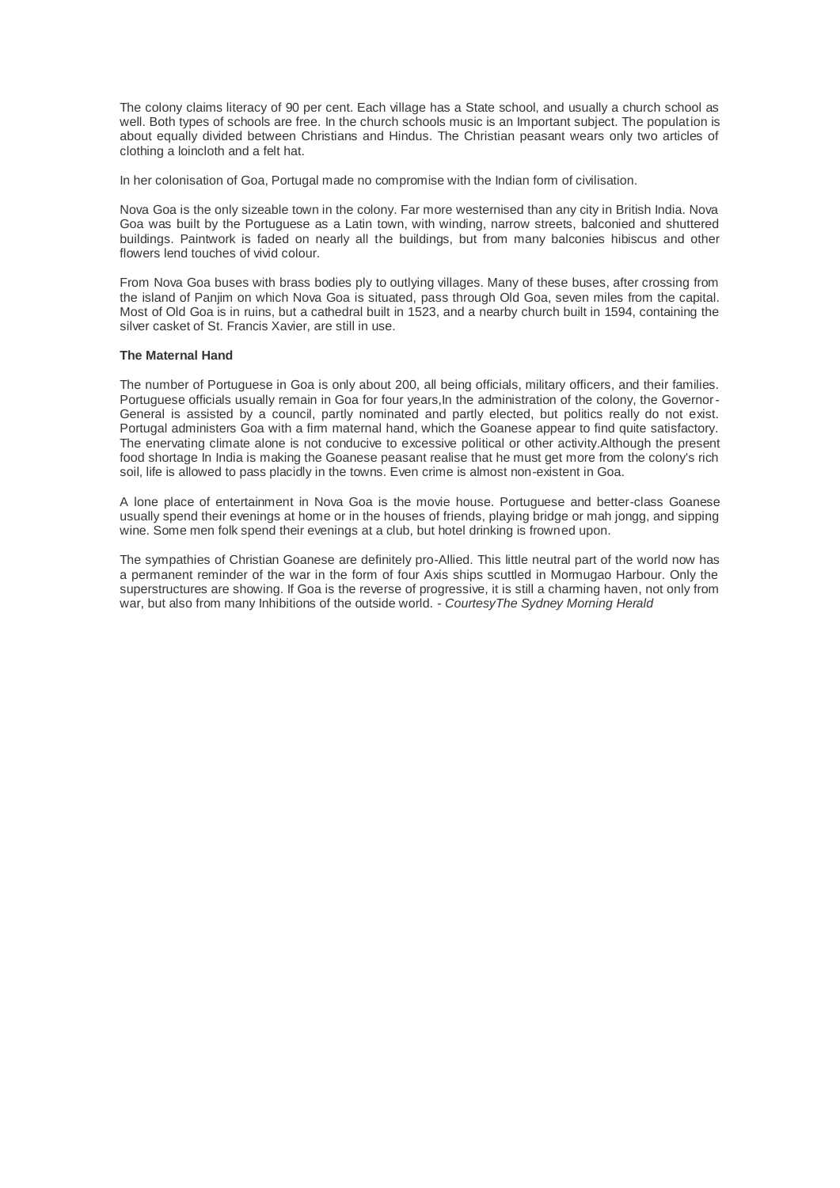The colony claims literacy of 90 per cent. Each village has a State school, and usually a church school as well. Both types of schools are free. In the church schools music is an Important subject. The population is about equally divided between Christians and Hindus. The Christian peasant wears only two articles of clothing a loincloth and a felt hat.

In her colonisation of Goa, Portugal made no compromise with the Indian form of civilisation.

Nova Goa is the only sizeable town in the colony. Far more westernised than any city in British India. Nova Goa was built by the Portuguese as a Latin town, with winding, narrow streets, balconied and shuttered buildings. Paintwork is faded on nearly all the buildings, but from many balconies hibiscus and other flowers lend touches of vivid colour.

From Nova Goa buses with brass bodies ply to outlying villages. Many of these buses, after crossing from the island of Panjim on which Nova Goa is situated, pass through Old Goa, seven miles from the capital. Most of Old Goa is in ruins, but a cathedral built in 1523, and a nearby church built in 1594, containing the silver casket of St. Francis Xavier, are still in use.

**The Maternal Hand**

The number of Portuguese in Goa is only about 200, all being officials, military officers, and their families. Portuguese officials usually remain in Goa for four years,In the administration of the colony, the Governor-General is assisted by a council, partly nominated and partly elected, but politics really do not exist. Portugal administers Goa with a firm maternal hand, which the Goanese appear to find quite satisfactory. The enervating climate alone is not conducive to excessive political or other activity.Although the present food shortage In India is making the Goanese peasant realise that he must get more from the colony's rich soil, life is allowed to pass placidly in the towns. Even crime is almost non-existent in Goa.

A lone place of entertainment in Nova Goa is the movie house. Portuguese and better-class Goanese usually spend their evenings at home or in the houses of friends, playing bridge or mah jongg, and sipping wine. Some men folk spend their evenings at a club, but hotel drinking is frowned upon.

The sympathies of Christian Goanese are definitely pro-Allied. This little neutral part of the world now has a permanent reminder of the war in the form of four Axis ships scuttled in Mormugao Harbour. Only the superstructures are showing. If Goa is the reverse of progressive, it is still a charming haven, not only from war, but also from many Inhibitions of the outside world. - *CourtesyThe Sydney Morning Herald*